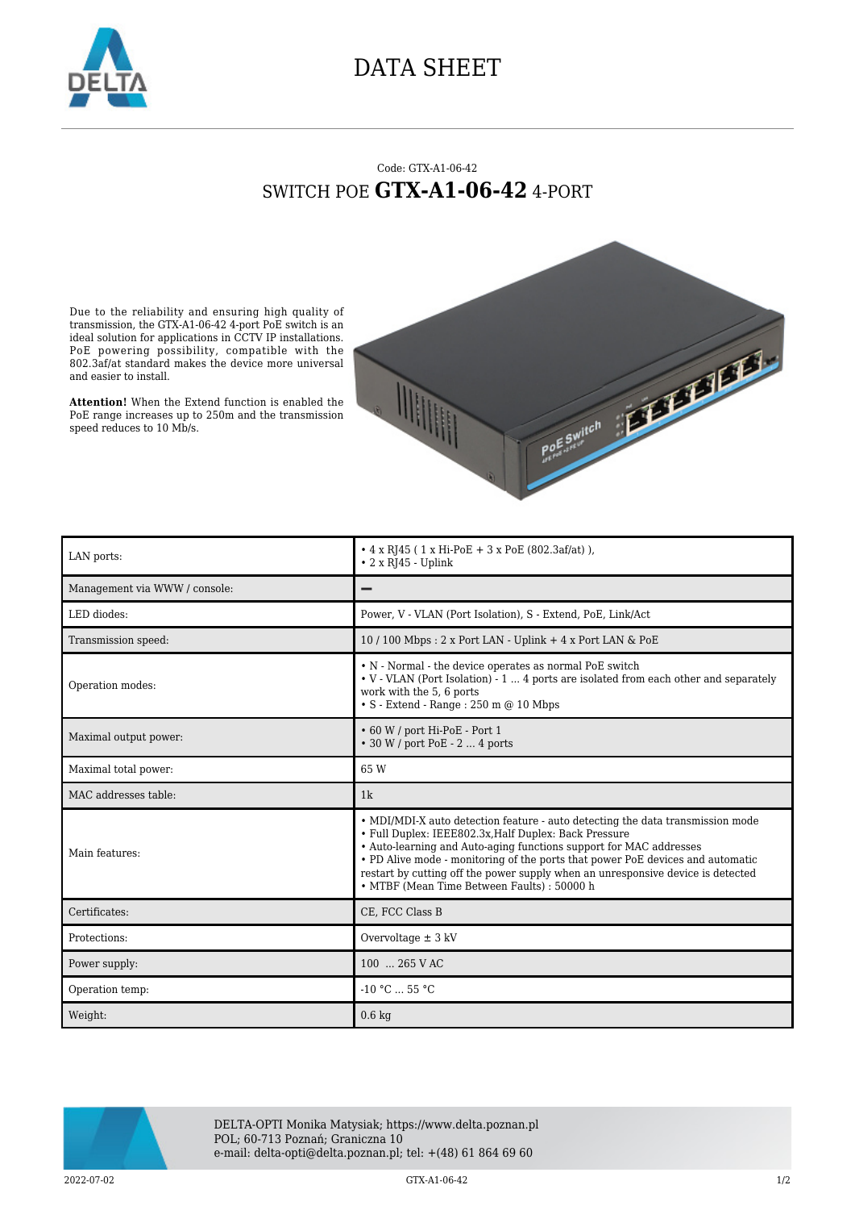# DATA SHEET

Code: GTX-A1-06-42

## SWITCH POE **GTX-A1-06-42** 4-PORT

Due to the reliability and ensuring high quality of transmission, the GTX-A1-06-42 4-port PoE switch is an ideal solution for applications in CCTV IP installations. PoE powering possibility, compatible with the 802.3af/at standard makes the device more universal and easier to install.

**Attention!** When the Extend function is enabled the PoE range increases up to 250m and the transmission speed reduces to 10 Mb/s.

| | |
|---|---|
| LAN ports: | • 4 x RJ45 ( 1 x Hi-PoE + 3 x PoE (802.3af/at) ),<br>• 2 x RJ45 - Uplink |
| Management via WWW / console: | – |
| LED diodes: | Power, V - VLAN (Port Isolation), S - Extend, PoE, Link/Act |
| Transmission speed: | 10 / 100 Mbps : 2 x Port LAN - Uplink + 4 x Port LAN & PoE |
| Operation modes: | • N - Normal - the device operates as normal PoE switch<br>• V - VLAN (Port Isolation) - 1 ... 4 ports are isolated from each other and separately work with the 5, 6 ports<br>• S - Extend - Range : 250 m @ 10 Mbps |
| Maximal output power: | • 60 W / port Hi-PoE - Port 1<br>• 30 W / port PoE - 2 ... 4 ports |
| Maximal total power: | 65 W |
| MAC addresses table: | 1k |
| Main features: | • MDI/MDI-X auto detection feature - auto detecting the data transmission mode<br>• Full Duplex: IEEE802.3x,Half Duplex: Back Pressure<br>• Auto-learning and Auto-aging functions support for MAC addresses<br>• PD Alive mode - monitoring of the ports that power PoE devices and automatic restart by cutting off the power supply when an unresponsive device is detected<br>• MTBF (Mean Time Between Faults) : 50000 h |
| Certificates: | CE, FCC Class B |
| Protections: | Overvoltage ± 3 kV |
| Power supply: | 100 ... 265 V AC |
| Operation temp: | -10 °C ... 55 °C |
| Weight: | 0.6 kg |

DELTA-OPTI Monika Matysiak; https://www.delta.poznan.pl
POL; 60-713 Poznań; Graniczna 10
e-mail: delta-opti@delta.poznan.pl; tel: +(48) 61 864 69 60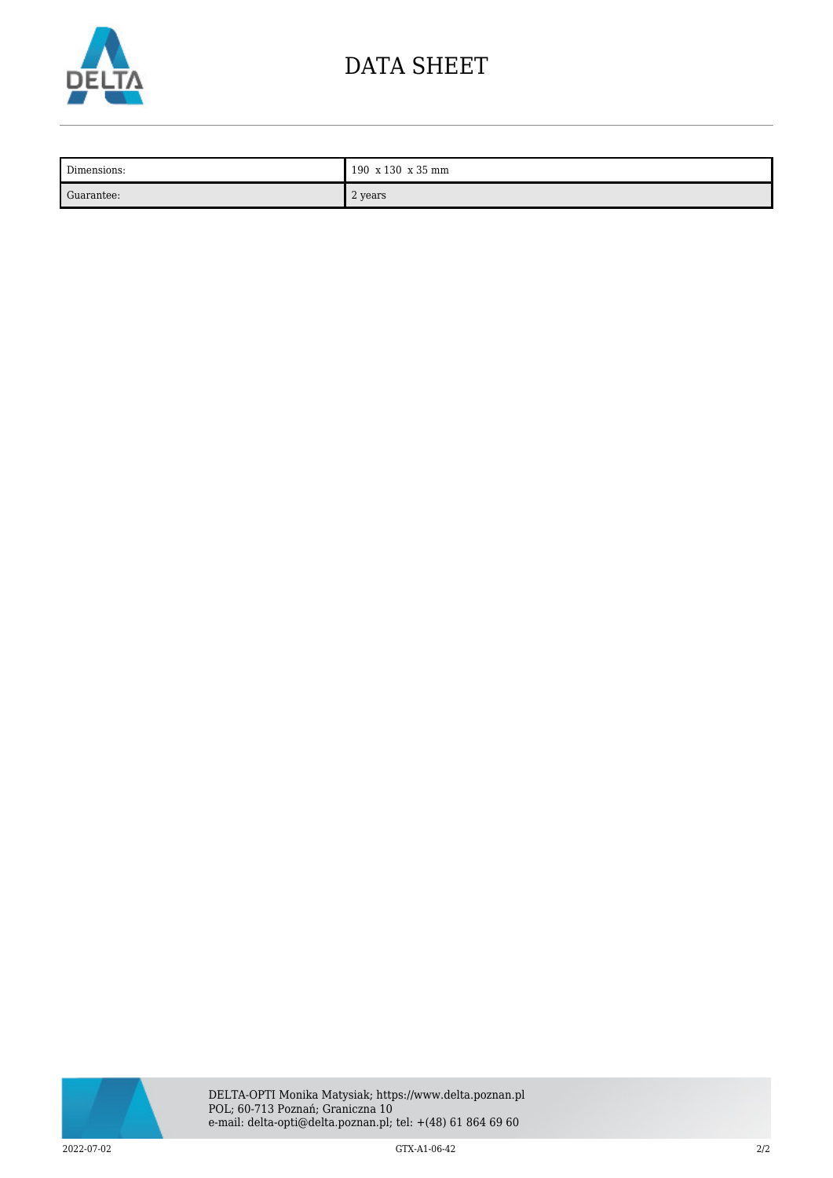# DATA SHEET

| | |
|---|---|
| Dimensions: | 190 x 130 x 35 mm |
| Guarantee: | 2 years |

DELTA-OPTI Monika Matysiak; https://www.delta.poznan.pl
POL; 60-713 Poznań; Graniczna 10
e-mail: delta-opti@delta.poznan.pl; tel: +(48) 61 864 69 60

2022-07-02 GTX-A1-06-42